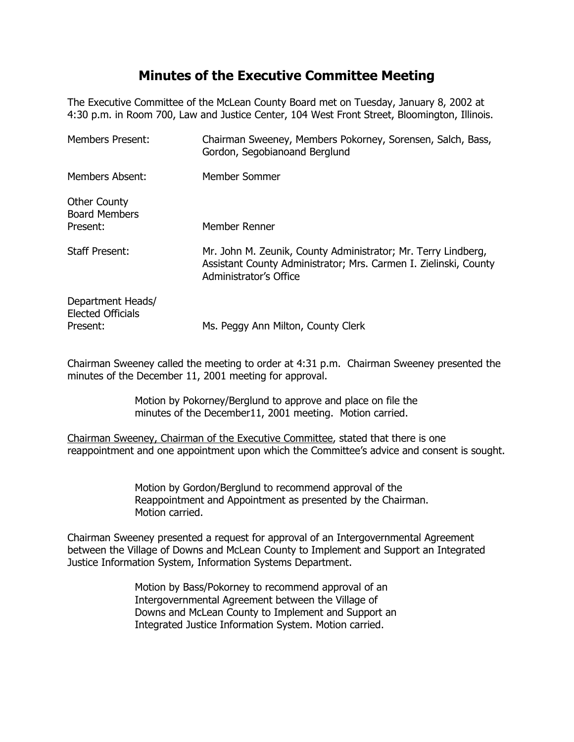# Minutes of the Executive Committee Meeting

The Executive Committee of the McLean County Board met on Tuesday, January 8, 2002 at 4:30 p.m. in Room 700, Law and Justice Center, 104 West Front Street, Bloomington, Illinois.

| | |
|---|---|
| Members Present: | Chairman Sweeney, Members Pokorney, Sorensen, Salch, Bass, Gordon, Segobianoand Berglund |
| Members Absent: | Member Sommer |
| Other County Board Members Present: | Member Renner |
| Staff Present: | Mr. John M. Zeunik, County Administrator; Mr. Terry Lindberg, Assistant County Administrator; Mrs. Carmen I. Zielinski, County Administrator's Office |
| Department Heads/ Elected Officials Present: | Ms. Peggy Ann Milton, County Clerk |

Chairman Sweeney called the meeting to order at 4:31 p.m. Chairman Sweeney presented the minutes of the December 11, 2001 meeting for approval.

> Motion by Pokorney/Berglund to approve and place on file the minutes of the December11, 2001 meeting. Motion carried.

Chairman Sweeney, Chairman of the Executive Committee, stated that there is one reappointment and one appointment upon which the Committee's advice and consent is sought.

> Motion by Gordon/Berglund to recommend approval of the Reappointment and Appointment as presented by the Chairman. Motion carried.

Chairman Sweeney presented a request for approval of an Intergovernmental Agreement between the Village of Downs and McLean County to Implement and Support an Integrated Justice Information System, Information Systems Department.

> Motion by Bass/Pokorney to recommend approval of an Intergovernmental Agreement between the Village of Downs and McLean County to Implement and Support an Integrated Justice Information System. Motion carried.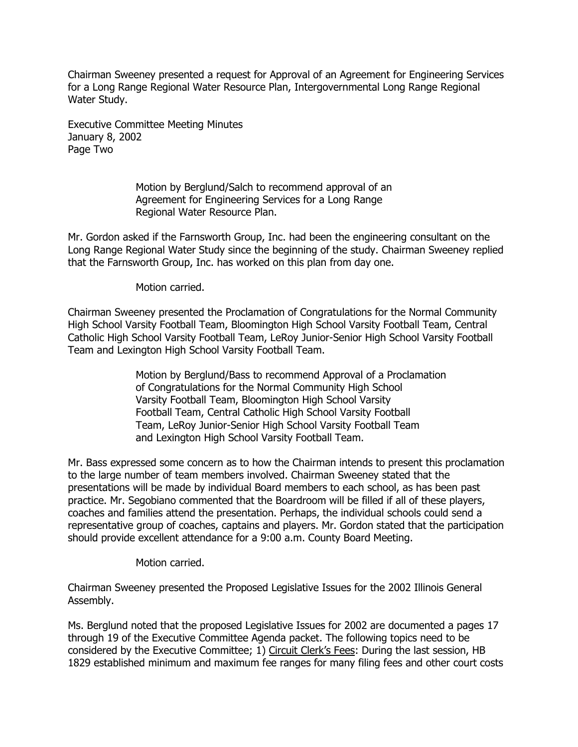Chairman Sweeney presented a request for Approval of an Agreement for Engineering Services for a Long Range Regional Water Resource Plan, Intergovernmental Long Range Regional Water Study.

> Motion by Berglund/Salch to recommend approval of an Agreement for Engineering Services for a Long Range Regional Water Resource Plan.

Mr. Gordon asked if the Farnsworth Group, Inc. had been the engineering consultant on the Long Range Regional Water Study since the beginning of the study. Chairman Sweeney replied that the Farnsworth Group, Inc. has worked on this plan from day one.

> Motion carried.

Chairman Sweeney presented the Proclamation of Congratulations for the Normal Community High School Varsity Football Team, Bloomington High School Varsity Football Team, Central Catholic High School Varsity Football Team, LeRoy Junior-Senior High School Varsity Football Team and Lexington High School Varsity Football Team.

> Motion by Berglund/Bass to recommend Approval of a Proclamation of Congratulations for the Normal Community High School Varsity Football Team, Bloomington High School Varsity Football Team, Central Catholic High School Varsity Football Team, LeRoy Junior-Senior High School Varsity Football Team and Lexington High School Varsity Football Team.

Mr. Bass expressed some concern as to how the Chairman intends to present this proclamation to the large number of team members involved. Chairman Sweeney stated that the presentations will be made by individual Board members to each school, as has been past practice. Mr. Segobiano commented that the Boardroom will be filled if all of these players, coaches and families attend the presentation. Perhaps, the individual schools could send a representative group of coaches, captains and players. Mr. Gordon stated that the participation should provide excellent attendance for a 9:00 a.m. County Board Meeting.

> Motion carried.

Chairman Sweeney presented the Proposed Legislative Issues for the 2002 Illinois General Assembly.

Ms. Berglund noted that the proposed Legislative Issues for 2002 are documented a pages 17 through 19 of the Executive Committee Agenda packet. The following topics need to be considered by the Executive Committee; 1) Circuit Clerk's Fees: During the last session, HB 1829 established minimum and maximum fee ranges for many filing fees and other court costs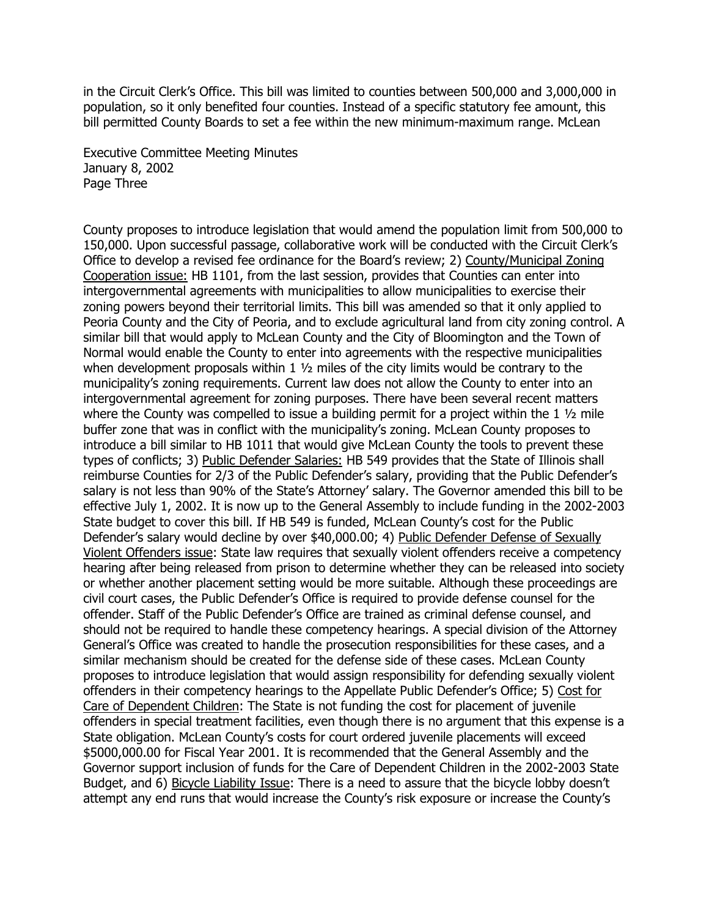in the Circuit Clerk's Office. This bill was limited to counties between 500,000 and 3,000,000 in population, so it only benefited four counties. Instead of a specific statutory fee amount, this bill permitted County Boards to set a fee within the new minimum-maximum range. McLean County proposes to introduce legislation that would amend the population limit from 500,000 to 150,000. Upon successful passage, collaborative work will be conducted with the Circuit Clerk's Office to develop a revised fee ordinance for the Board's review; 2) <u>County/Municipal Zoning Cooperation issue:</u> HB 1101, from the last session, provides that Counties can enter into intergovernmental agreements with municipalities to allow municipalities to exercise their zoning powers beyond their territorial limits. This bill was amended so that it only applied to Peoria County and the City of Peoria, and to exclude agricultural land from city zoning control. A similar bill that would apply to McLean County and the City of Bloomington and the Town of Normal would enable the County to enter into agreements with the respective municipalities when development proposals within 1 ½ miles of the city limits would be contrary to the municipality's zoning requirements. Current law does not allow the County to enter into an intergovernmental agreement for zoning purposes. There have been several recent matters where the County was compelled to issue a building permit for a project within the 1 ½ mile buffer zone that was in conflict with the municipality's zoning. McLean County proposes to introduce a bill similar to HB 1011 that would give McLean County the tools to prevent these types of conflicts; 3) <u>Public Defender Salaries:</u> HB 549 provides that the State of Illinois shall reimburse Counties for 2/3 of the Public Defender's salary, providing that the Public Defender's salary is not less than 90% of the State's Attorney' salary. The Governor amended this bill to be effective July 1, 2002. It is now up to the General Assembly to include funding in the 2002-2003 State budget to cover this bill. If HB 549 is funded, McLean County's cost for the Public Defender's salary would decline by over $40,000.00; 4) <u>Public Defender Defense of Sexually Violent Offenders issue</u>: State law requires that sexually violent offenders receive a competency hearing after being released from prison to determine whether they can be released into society or whether another placement setting would be more suitable. Although these proceedings are civil court cases, the Public Defender's Office is required to provide defense counsel for the offender. Staff of the Public Defender's Office are trained as criminal defense counsel, and should not be required to handle these competency hearings. A special division of the Attorney General's Office was created to handle the prosecution responsibilities for these cases, and a similar mechanism should be created for the defense side of these cases. McLean County proposes to introduce legislation that would assign responsibility for defending sexually violent offenders in their competency hearings to the Appellate Public Defender's Office; 5) <u>Cost for Care of Dependent Children</u>: The State is not funding the cost for placement of juvenile offenders in special treatment facilities, even though there is no argument that this expense is a State obligation. McLean County's costs for court ordered juvenile placements will exceed $5000,000.00 for Fiscal Year 2001. It is recommended that the General Assembly and the Governor support inclusion of funds for the Care of Dependent Children in the 2002-2003 State Budget, and 6) <u>Bicycle Liability Issue</u>: There is a need to assure that the bicycle lobby doesn't attempt any end runs that would increase the County's risk exposure or increase the County's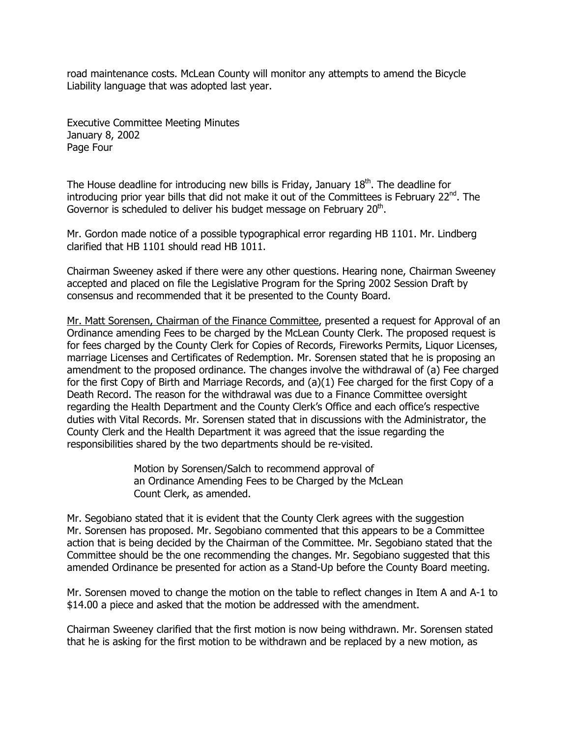road maintenance costs. McLean County will monitor any attempts to amend the Bicycle Liability language that was adopted last year.

The House deadline for introducing new bills is Friday, January 18th. The deadline for introducing prior year bills that did not make it out of the Committees is February 22nd. The Governor is scheduled to deliver his budget message on February 20th.

Mr. Gordon made notice of a possible typographical error regarding HB 1101. Mr. Lindberg clarified that HB 1101 should read HB 1011.

Chairman Sweeney asked if there were any other questions. Hearing none, Chairman Sweeney accepted and placed on file the Legislative Program for the Spring 2002 Session Draft by consensus and recommended that it be presented to the County Board.

Mr. Matt Sorensen, Chairman of the Finance Committee, presented a request for Approval of an Ordinance amending Fees to be charged by the McLean County Clerk. The proposed request is for fees charged by the County Clerk for Copies of Records, Fireworks Permits, Liquor Licenses, marriage Licenses and Certificates of Redemption. Mr. Sorensen stated that he is proposing an amendment to the proposed ordinance. The changes involve the withdrawal of (a) Fee charged for the first Copy of Birth and Marriage Records, and (a)(1) Fee charged for the first Copy of a Death Record. The reason for the withdrawal was due to a Finance Committee oversight regarding the Health Department and the County Clerk's Office and each office's respective duties with Vital Records. Mr. Sorensen stated that in discussions with the Administrator, the County Clerk and the Health Department it was agreed that the issue regarding the responsibilities shared by the two departments should be re-visited.

> Motion by Sorensen/Salch to recommend approval of an Ordinance Amending Fees to be Charged by the McLean Count Clerk, as amended.

Mr. Segobiano stated that it is evident that the County Clerk agrees with the suggestion Mr. Sorensen has proposed. Mr. Segobiano commented that this appears to be a Committee action that is being decided by the Chairman of the Committee. Mr. Segobiano stated that the Committee should be the one recommending the changes. Mr. Segobiano suggested that this amended Ordinance be presented for action as a Stand-Up before the County Board meeting.

Mr. Sorensen moved to change the motion on the table to reflect changes in Item A and A-1 to $14.00 a piece and asked that the motion be addressed with the amendment.

Chairman Sweeney clarified that the first motion is now being withdrawn. Mr. Sorensen stated that he is asking for the first motion to be withdrawn and be replaced by a new motion, as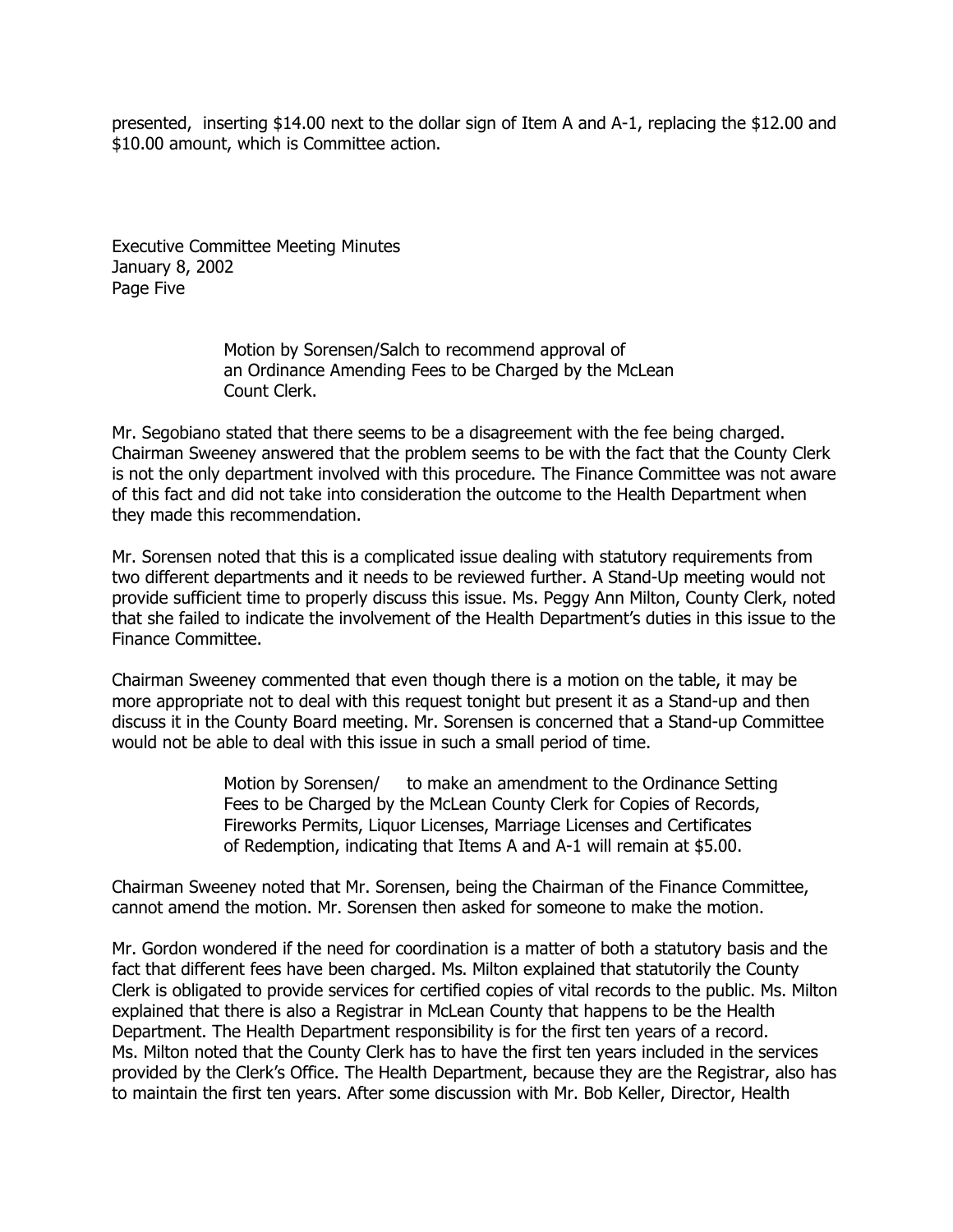presented, inserting $14.00 next to the dollar sign of Item A and A-1, replacing the $12.00 and $10.00 amount, which is Committee action.

> Motion by Sorensen/Salch to recommend approval of an Ordinance Amending Fees to be Charged by the McLean Count Clerk.

Mr. Segobiano stated that there seems to be a disagreement with the fee being charged. Chairman Sweeney answered that the problem seems to be with the fact that the County Clerk is not the only department involved with this procedure. The Finance Committee was not aware of this fact and did not take into consideration the outcome to the Health Department when they made this recommendation.

Mr. Sorensen noted that this is a complicated issue dealing with statutory requirements from two different departments and it needs to be reviewed further. A Stand-Up meeting would not provide sufficient time to properly discuss this issue. Ms. Peggy Ann Milton, County Clerk, noted that she failed to indicate the involvement of the Health Department's duties in this issue to the Finance Committee.

Chairman Sweeney commented that even though there is a motion on the table, it may be more appropriate not to deal with this request tonight but present it as a Stand-up and then discuss it in the County Board meeting. Mr. Sorensen is concerned that a Stand-up Committee would not be able to deal with this issue in such a small period of time.

> Motion by Sorensen/ to make an amendment to the Ordinance Setting Fees to be Charged by the McLean County Clerk for Copies of Records, Fireworks Permits, Liquor Licenses, Marriage Licenses and Certificates of Redemption, indicating that Items A and A-1 will remain at $5.00.

Chairman Sweeney noted that Mr. Sorensen, being the Chairman of the Finance Committee, cannot amend the motion. Mr. Sorensen then asked for someone to make the motion.

Mr. Gordon wondered if the need for coordination is a matter of both a statutory basis and the fact that different fees have been charged. Ms. Milton explained that statutorily the County Clerk is obligated to provide services for certified copies of vital records to the public. Ms. Milton explained that there is also a Registrar in McLean County that happens to be the Health Department. The Health Department responsibility is for the first ten years of a record. Ms. Milton noted that the County Clerk has to have the first ten years included in the services provided by the Clerk's Office. The Health Department, because they are the Registrar, also has to maintain the first ten years. After some discussion with Mr. Bob Keller, Director, Health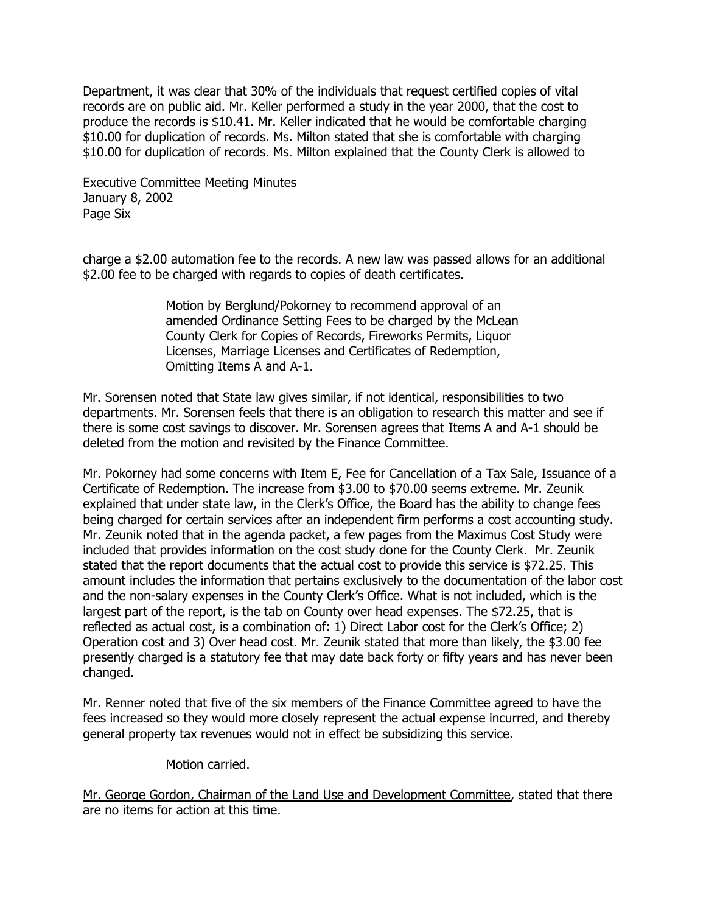Department, it was clear that 30% of the individuals that request certified copies of vital records are on public aid. Mr. Keller performed a study in the year 2000, that the cost to produce the records is $10.41. Mr. Keller indicated that he would be comfortable charging $10.00 for duplication of records. Ms. Milton stated that she is comfortable with charging $10.00 for duplication of records. Ms. Milton explained that the County Clerk is allowed to charge a $2.00 automation fee to the records. A new law was passed allows for an additional $2.00 fee to be charged with regards to copies of death certificates.

> Motion by Berglund/Pokorney to recommend approval of an amended Ordinance Setting Fees to be charged by the McLean County Clerk for Copies of Records, Fireworks Permits, Liquor Licenses, Marriage Licenses and Certificates of Redemption, Omitting Items A and A-1.

Mr. Sorensen noted that State law gives similar, if not identical, responsibilities to two departments. Mr. Sorensen feels that there is an obligation to research this matter and see if there is some cost savings to discover. Mr. Sorensen agrees that Items A and A-1 should be deleted from the motion and revisited by the Finance Committee.

Mr. Pokorney had some concerns with Item E, Fee for Cancellation of a Tax Sale, Issuance of a Certificate of Redemption. The increase from $3.00 to $70.00 seems extreme. Mr. Zeunik explained that under state law, in the Clerk's Office, the Board has the ability to change fees being charged for certain services after an independent firm performs a cost accounting study. Mr. Zeunik noted that in the agenda packet, a few pages from the Maximus Cost Study were included that provides information on the cost study done for the County Clerk. Mr. Zeunik stated that the report documents that the actual cost to provide this service is $72.25. This amount includes the information that pertains exclusively to the documentation of the labor cost and the non-salary expenses in the County Clerk's Office. What is not included, which is the largest part of the report, is the tab on County over head expenses. The $72.25, that is reflected as actual cost, is a combination of: 1) Direct Labor cost for the Clerk's Office; 2) Operation cost and 3) Over head cost. Mr. Zeunik stated that more than likely, the $3.00 fee presently charged is a statutory fee that may date back forty or fifty years and has never been changed.

Mr. Renner noted that five of the six members of the Finance Committee agreed to have the fees increased so they would more closely represent the actual expense incurred, and thereby general property tax revenues would not in effect be subsidizing this service.

> Motion carried.

Mr. George Gordon, Chairman of the Land Use and Development Committee, stated that there are no items for action at this time.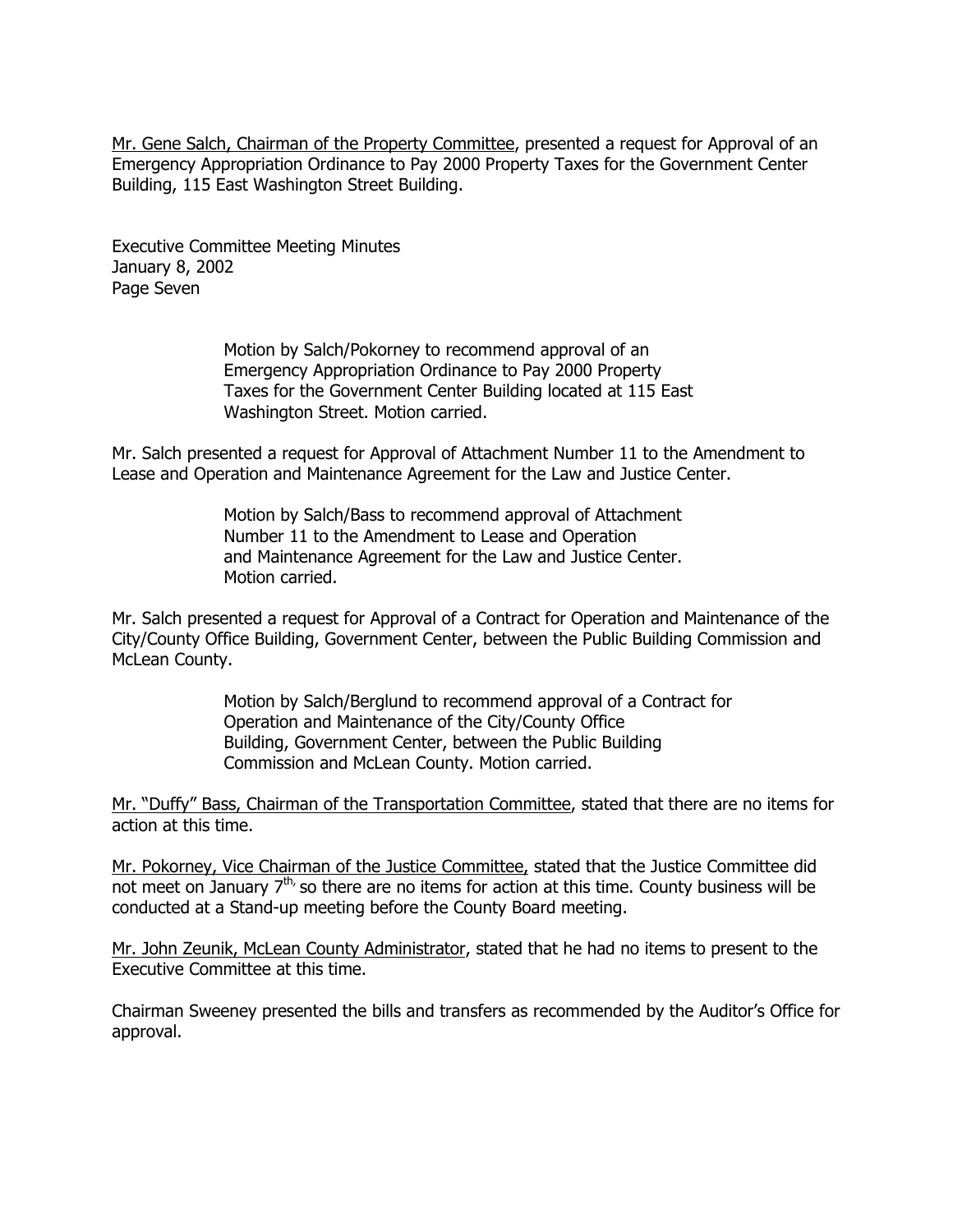Mr. Gene Salch, Chairman of the Property Committee, presented a request for Approval of an Emergency Appropriation Ordinance to Pay 2000 Property Taxes for the Government Center Building, 115 East Washington Street Building.

> Motion by Salch/Pokorney to recommend approval of an Emergency Appropriation Ordinance to Pay 2000 Property Taxes for the Government Center Building located at 115 East Washington Street. Motion carried.

Mr. Salch presented a request for Approval of Attachment Number 11 to the Amendment to Lease and Operation and Maintenance Agreement for the Law and Justice Center.

> Motion by Salch/Bass to recommend approval of Attachment Number 11 to the Amendment to Lease and Operation and Maintenance Agreement for the Law and Justice Center. Motion carried.

Mr. Salch presented a request for Approval of a Contract for Operation and Maintenance of the City/County Office Building, Government Center, between the Public Building Commission and McLean County.

> Motion by Salch/Berglund to recommend approval of a Contract for Operation and Maintenance of the City/County Office Building, Government Center, between the Public Building Commission and McLean County. Motion carried.

Mr. "Duffy" Bass, Chairman of the Transportation Committee, stated that there are no items for action at this time.

Mr. Pokorney, Vice Chairman of the Justice Committee, stated that the Justice Committee did not meet on January 7th, so there are no items for action at this time. County business will be conducted at a Stand-up meeting before the County Board meeting.

Mr. John Zeunik, McLean County Administrator, stated that he had no items to present to the Executive Committee at this time.

Chairman Sweeney presented the bills and transfers as recommended by the Auditor's Office for approval.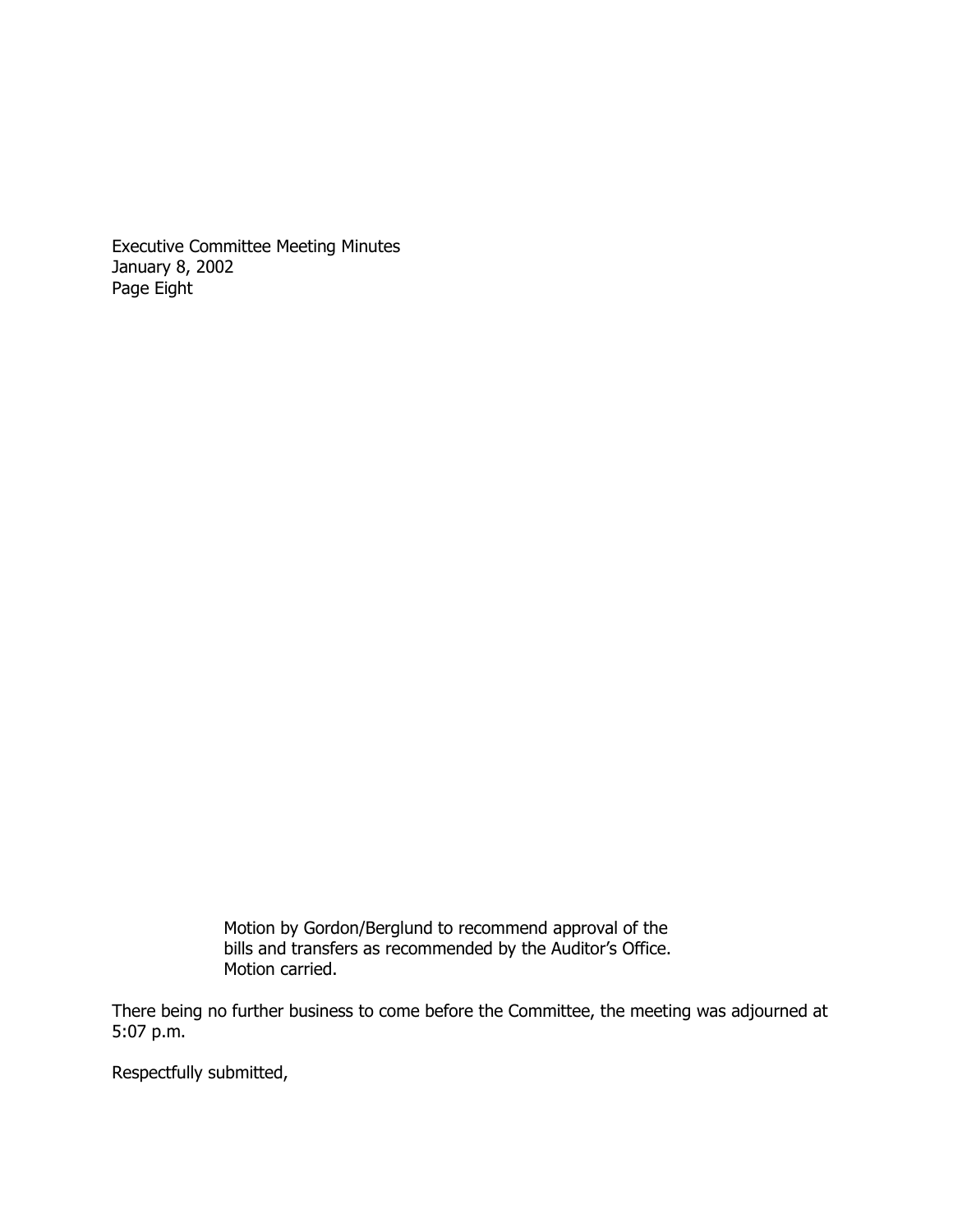Motion by Gordon/Berglund to recommend approval of the bills and transfers as recommended by the Auditor's Office. Motion carried.

There being no further business to come before the Committee, the meeting was adjourned at 5:07 p.m.

Respectfully submitted,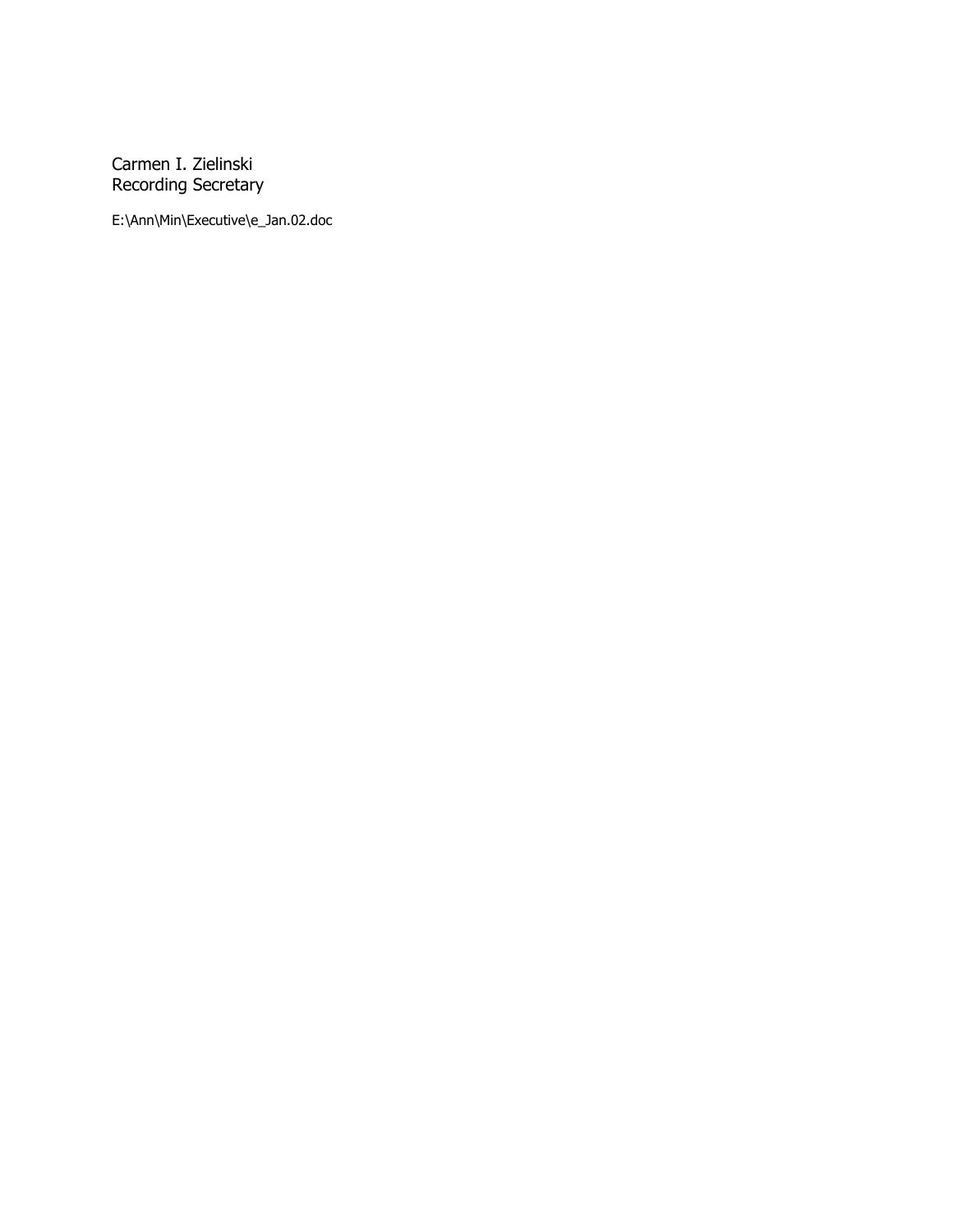Carmen I. Zielinski
Recording Secretary

E:\Ann\Min\Executive\e_Jan.02.doc